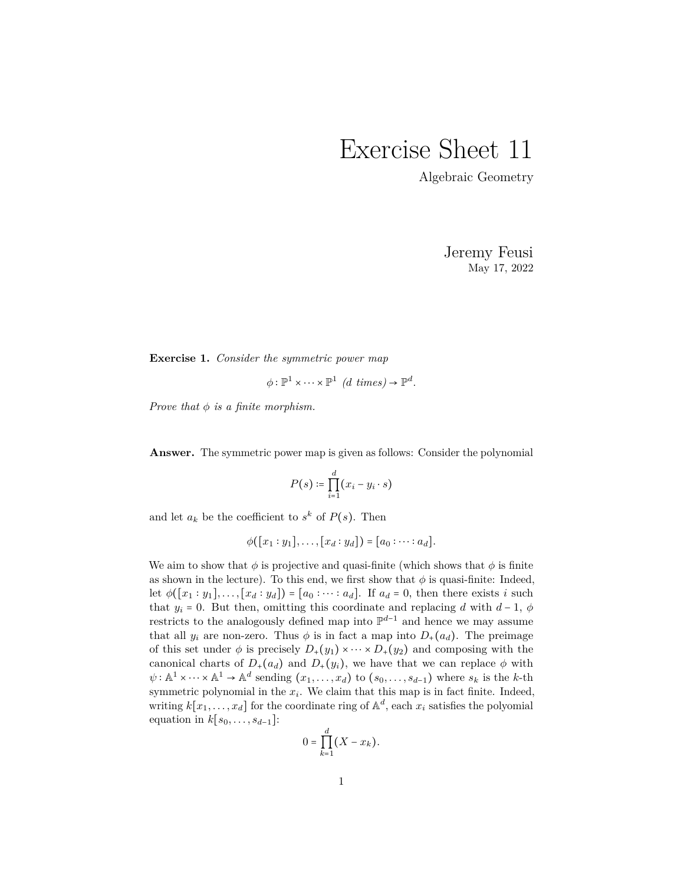# Exercise Sheet 11

Algebraic Geometry

Jeremy Feusi

May 17, 2022

**Exercise 1.** *Consider the symmetric power map*

$$\phi \colon \mathbb{P}^1 \times \cdots \times \mathbb{P}^1 \text{ ($d$ times)} \to \mathbb{P}^d.$$

*Prove that $\phi$ is a finite morphism.*

**Answer.** The symmetric power map is given as follows: Consider the polynomial

$$P(s) := \prod_{i=1}^{d} (x_i - y_i \cdot s)$$

and let $a_k$ be the coefficient to $s^k$ of $P(s)$. Then

$$\phi([x_1 : y_1], \ldots, [x_d : y_d]) = [a_0 : \cdots : a_d].$$

We aim to show that $\phi$ is projective and quasi-finite (which shows that $\phi$ is finite as shown in the lecture). To this end, we first show that $\phi$ is quasi-finite: Indeed, let $\phi([x_1 : y_1], \ldots, [x_d : y_d]) = [a_0 : \cdots : a_d]$. If $a_d = 0$, then there exists $i$ such that $y_i = 0$. But then, omitting this coordinate and replacing $d$ with $d-1$, $\phi$ restricts to the analogously defined map into $\mathbb{P}^{d-1}$ and hence we may assume that all $y_i$ are non-zero. Thus $\phi$ is in fact a map into $D_+(a_d)$. The preimage of this set under $\phi$ is precisely $D_+(y_1) \times \cdots \times D_+(y_2)$ and composing with the canonical charts of $D_+(a_d)$ and $D_+(y_i)$, we have that we can replace $\phi$ with $\psi \colon \mathbb{A}^1 \times \cdots \times \mathbb{A}^1 \to \mathbb{A}^d$ sending $(x_1, \ldots, x_d)$ to $(s_0, \ldots, s_{d-1})$ where $s_k$ is the $k$-th symmetric polynomial in the $x_i$. We claim that this map is in fact finite. Indeed, writing $k[x_1, \ldots, x_d]$ for the coordinate ring of $\mathbb{A}^d$, each $x_i$ satisfies the polyomial equation in $k[s_0, \ldots, s_{d-1}]$:

$$0 = \prod_{k=1}^{d} (X - x_k).$$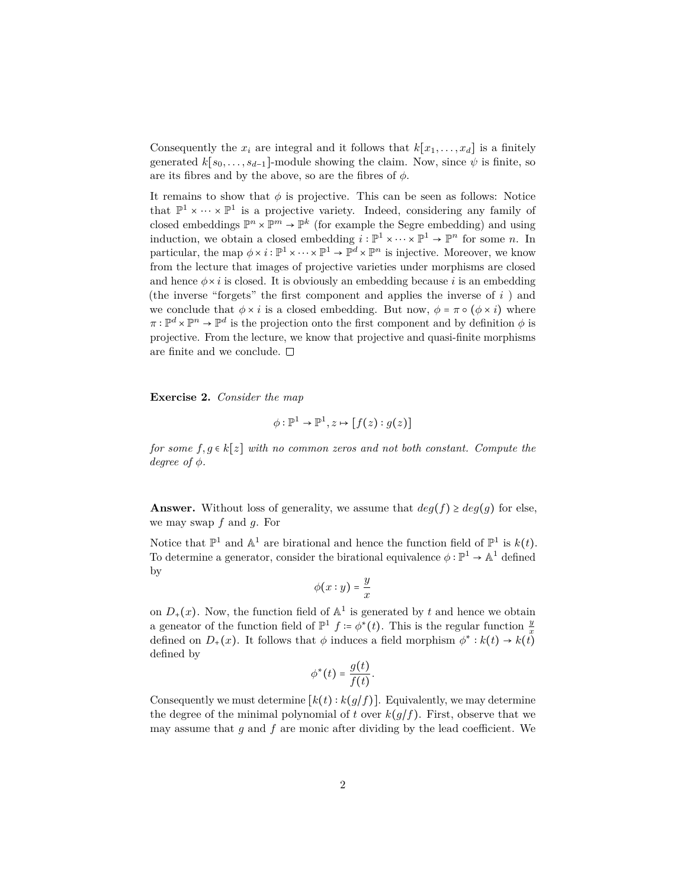Consequently the $x_i$ are integral and it follows that $k[x_1, \dots, x_d]$ is a finitely generated $k[s_0, \dots, s_{d-1}]$-module showing the claim. Now, since $\psi$ is finite, so are its fibres and by the above, so are the fibres of $\phi$.

It remains to show that $\phi$ is projective. This can be seen as follows: Notice that $\mathbb{P}^1 \times \dots \times \mathbb{P}^1$ is a projective variety. Indeed, considering any family of closed embeddings $\mathbb{P}^n \times \mathbb{P}^m \to \mathbb{P}^k$ (for example the Segre embedding) and using induction, we obtain a closed embedding $i : \mathbb{P}^1 \times \dots \times \mathbb{P}^1 \to \mathbb{P}^n$ for some $n$. In particular, the map $\phi \times i : \mathbb{P}^1 \times \dots \times \mathbb{P}^1 \to \mathbb{P}^d \times \mathbb{P}^n$ is injective. Moreover, we know from the lecture that images of projective varieties under morphisms are closed and hence $\phi \times i$ is closed. It is obviously an embedding because $i$ is an embedding (the inverse "forgets" the first component and applies the inverse of $i$ ) and we conclude that $\phi \times i$ is a closed embedding. But now, $\phi = \pi \circ (\phi \times i)$ where $\pi : \mathbb{P}^d \times \mathbb{P}^n \to \mathbb{P}^d$ is the projection onto the first component and by definition $\phi$ is projective. From the lecture, we know that projective and quasi-finite morphisms are finite and we conclude. □

**Exercise 2.** *Consider the map*

$$\phi : \mathbb{P}^1 \to \mathbb{P}^1, z \mapsto [f(z) : g(z)]$$

*for some $f, g \in k[z]$ with no common zeros and not both constant. Compute the degree of $\phi$.*

**Answer.** Without loss of generality, we assume that $deg(f) \geq deg(g)$ for else, we may swap $f$ and $g$. For

Notice that $\mathbb{P}^1$ and $\mathbb{A}^1$ are birational and hence the function field of $\mathbb{P}^1$ is $k(t)$. To determine a generator, consider the birational equivalence $\phi : \mathbb{P}^1 \to \mathbb{A}^1$ defined by

$$\phi(x : y) = \frac{y}{x}$$

on $D_+(x)$. Now, the function field of $\mathbb{A}^1$ is generated by $t$ and hence we obtain a geneator of the function field of $\mathbb{P}^1$ $f := \phi^*(t)$. This is the regular function $\frac{y}{x}$ defined on $D_+(x)$. It follows that $\phi$ induces a field morphism $\phi^* : k(t) \to k(t)$ defined by

$$\phi^*(t) = \frac{g(t)}{f(t)}.$$

Consequently we must determine $[k(t) : k(g/f)]$. Equivalently, we may determine the degree of the minimal polynomial of $t$ over $k(g/f)$. First, observe that we may assume that $g$ and $f$ are monic after dividing by the lead coefficient. We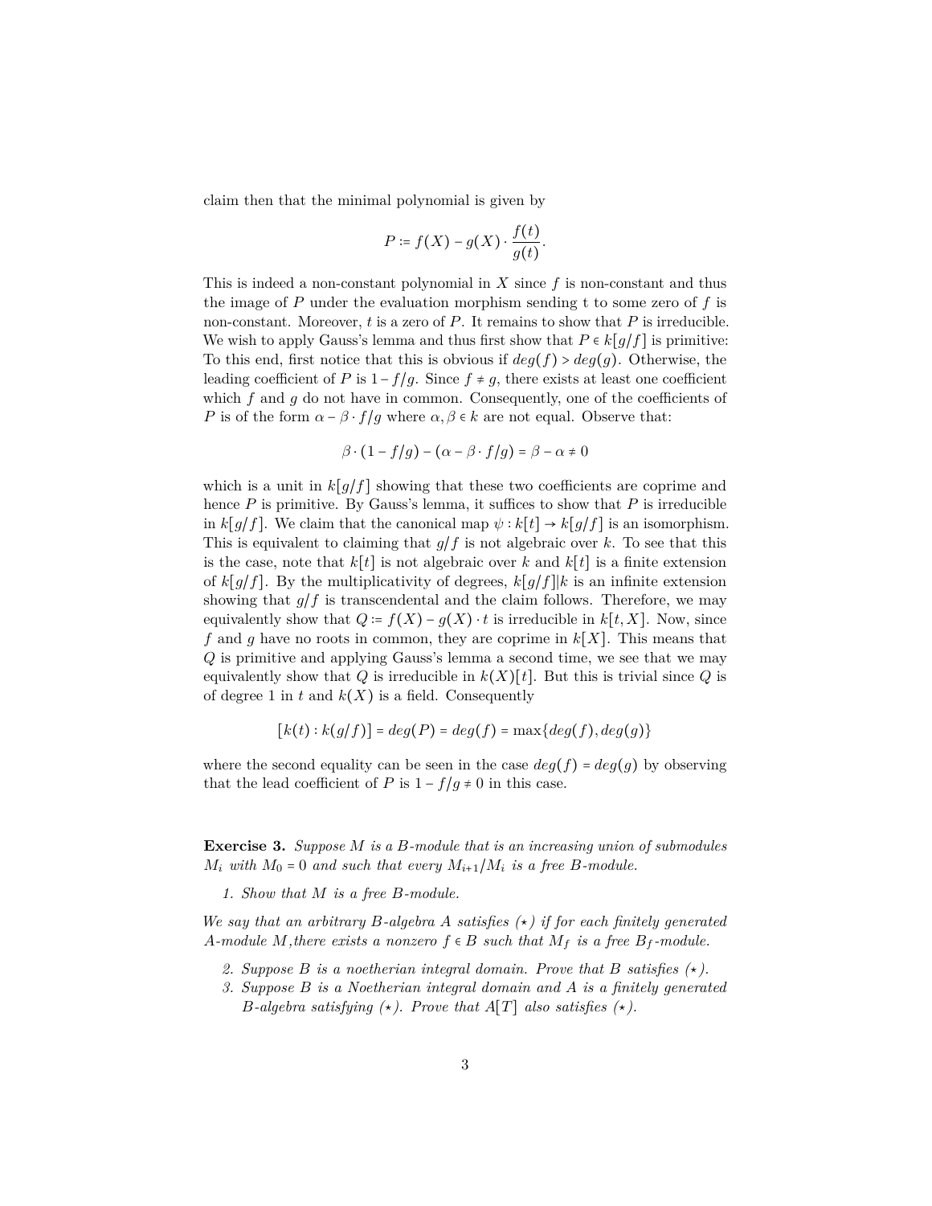claim then that the minimal polynomial is given by

$$P := f(X) - g(X) \cdot \frac{f(t)}{g(t)}.$$

This is indeed a non-constant polynomial in $X$ since $f$ is non-constant and thus the image of $P$ under the evaluation morphism sending t to some zero of $f$ is non-constant. Moreover, $t$ is a zero of $P$. It remains to show that $P$ is irreducible. We wish to apply Gauss's lemma and thus first show that $P \in k[g/f]$ is primitive: To this end, first notice that this is obvious if $deg(f) > deg(g)$. Otherwise, the leading coefficient of $P$ is $1 - f/g$. Since $f \neq g$, there exists at least one coefficient which $f$ and $g$ do not have in common. Consequently, one of the coefficients of $P$ is of the form $\alpha - \beta \cdot f/g$ where $\alpha, \beta \in k$ are not equal. Observe that:

$$\beta \cdot (1 - f/g) - (\alpha - \beta \cdot f/g) = \beta - \alpha \neq 0$$

which is a unit in $k[g/f]$ showing that these two coefficients are coprime and hence $P$ is primitive. By Gauss's lemma, it suffices to show that $P$ is irreducible in $k[g/f]$. We claim that the canonical map $\psi : k[t] \to k[g/f]$ is an isomorphism. This is equivalent to claiming that $g/f$ is not algebraic over $k$. To see that this is the case, note that $k[t]$ is not algebraic over $k$ and $k[t]$ is a finite extension of $k[g/f]$. By the multiplicativity of degrees, $k[g/f]|k$ is an infinite extension showing that $g/f$ is transcendental and the claim follows. Therefore, we may equivalently show that $Q := f(X) - g(X) \cdot t$ is irreducible in $k[t, X]$. Now, since $f$ and $g$ have no roots in common, they are coprime in $k[X]$. This means that $Q$ is primitive and applying Gauss's lemma a second time, we see that we may equivalently show that $Q$ is irreducible in $k(X)[t]$. But this is trivial since $Q$ is of degree 1 in $t$ and $k(X)$ is a field. Consequently

$$[k(t) : k(g/f)] = deg(P) = deg(f) = \max\{deg(f), deg(g)\}$$

where the second equality can be seen in the case $deg(f) = deg(g)$ by observing that the lead coefficient of $P$ is $1 - f/g \neq 0$ in this case.

**Exercise 3.** *Suppose $M$ is a $B$-module that is an increasing union of submodules $M_i$ with $M_0 = 0$ and such that every $M_{i+1}/M_i$ is a free $B$-module.*

1. *Show that $M$ is a free $B$-module.*

*We say that an arbitrary $B$-algebra $A$ satisfies ($\star$) if for each finitely generated $A$-module $M$, there exists a nonzero $f \in B$ such that $M_f$ is a free $B_f$-module.*

2. *Suppose $B$ is a noetherian integral domain. Prove that $B$ satisfies ($\star$).*
3. *Suppose $B$ is a Noetherian integral domain and $A$ is a finitely generated $B$-algebra satisfying ($\star$). Prove that $A[T]$ also satisfies ($\star$).*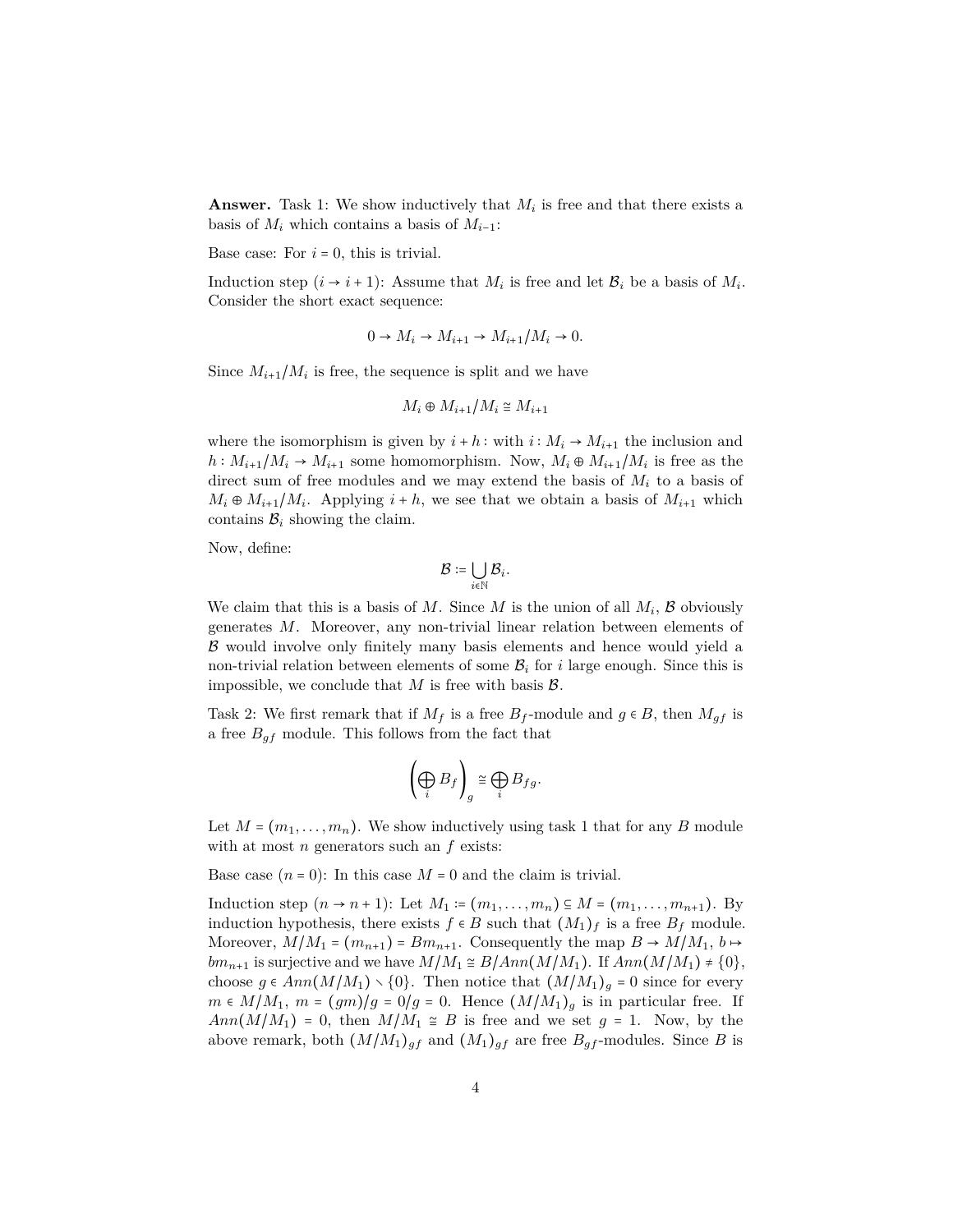**Answer.** Task 1: We show inductively that $M_i$ is free and that there exists a basis of $M_i$ which contains a basis of $M_{i-1}$:

Base case: For $i = 0$, this is trivial.

Induction step ($i \to i+1$): Assume that $M_i$ is free and let $\mathcal{B}_i$ be a basis of $M_i$. Consider the short exact sequence:

$$0 \to M_i \to M_{i+1} \to M_{i+1}/M_i \to 0.$$

Since $M_{i+1}/M_i$ is free, the sequence is split and we have

$$M_i \oplus M_{i+1}/M_i \cong M_{i+1}$$

where the isomorphism is given by $i + h$: with $i: M_i \to M_{i+1}$ the inclusion and $h : M_{i+1}/M_i \to M_{i+1}$ some homomorphism. Now, $M_i \oplus M_{i+1}/M_i$ is free as the direct sum of free modules and we may extend the basis of $M_i$ to a basis of $M_i \oplus M_{i+1}/M_i$. Applying $i + h$, we see that we obtain a basis of $M_{i+1}$ which contains $\mathcal{B}_i$ showing the claim.

Now, define:

$$\mathcal{B} := \bigcup_{i \in \mathbb{N}} \mathcal{B}_i.$$

We claim that this is a basis of $M$. Since $M$ is the union of all $M_i$, $\mathcal{B}$ obviously generates $M$. Moreover, any non-trivial linear relation between elements of $\mathcal{B}$ would involve only finitely many basis elements and hence would yield a non-trivial relation between elements of some $\mathcal{B}_i$ for $i$ large enough. Since this is impossible, we conclude that $M$ is free with basis $\mathcal{B}$.

Task 2: We first remark that if $M_f$ is a free $B_f$-module and $g \in B$, then $M_{gf}$ is a free $B_{gf}$ module. This follows from the fact that

$$\left( \bigoplus_i B_f \right)_g \cong \bigoplus_i B_{fg}.$$

Let $M = (m_1, \ldots, m_n)$. We show inductively using task 1 that for any $B$ module with at most $n$ generators such an $f$ exists:

Base case ($n = 0$): In this case $M = 0$ and the claim is trivial.

Induction step ($n \to n+1$): Let $M_1 := (m_1, \ldots, m_n) \subseteq M = (m_1, \ldots, m_{n+1})$. By induction hypothesis, there exists $f \in B$ such that $(M_1)_f$ is a free $B_f$ module. Moreover, $M/M_1 = (m_{n+1}) = Bm_{n+1}$. Consequently the map $B \to M/M_1$, $b \mapsto bm_{n+1}$ is surjective and we have $M/M_1 \cong B/Ann(M/M_1)$. If $Ann(M/M_1) \neq \{0\}$, choose $g \in Ann(M/M_1) \setminus \{0\}$. Then notice that $(M/M_1)_g = 0$ since for every $m \in M/M_1$, $m = (gm)/g = 0/g = 0$. Hence $(M/M_1)_g$ is in particular free. If $Ann(M/M_1) = 0$, then $M/M_1 \cong B$ is free and we set $g = 1$. Now, by the above remark, both $(M/M_1)_{gf}$ and $(M_1)_{gf}$ are free $B_{gf}$-modules. Since $B$ is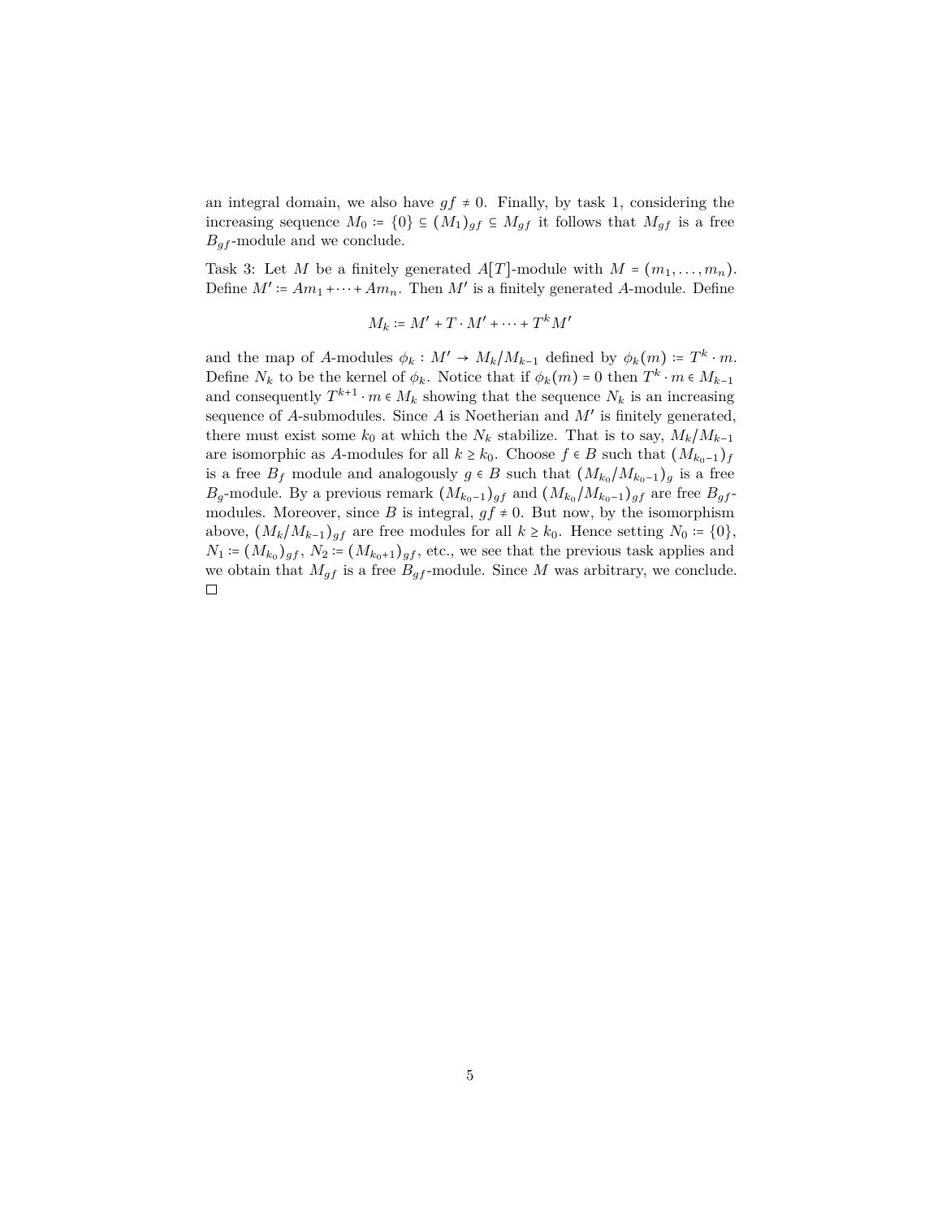an integral domain, we also have $gf \neq 0$. Finally, by task 1, considering the increasing sequence $M_0 := \{0\} \subseteq (M_1)_{gf} \subseteq M_{gf}$ it follows that $M_{gf}$ is a free $B_{gf}$-module and we conclude.

Task 3: Let $M$ be a finitely generated $A[T]$-module with $M = (m_1, \dots, m_n)$. Define $M' := Am_1 + \cdots + Am_n$. Then $M'$ is a finitely generated $A$-module. Define

$$M_k := M' + T \cdot M' + \cdots + T^k M'$$

and the map of $A$-modules $\phi_k : M' \to M_k / M_{k-1}$ defined by $\phi_k(m) := T^k \cdot m$. Define $N_k$ to be the kernel of $\phi_k$. Notice that if $\phi_k(m) = 0$ then $T^k \cdot m \in M_{k-1}$ and consequently $T^{k+1} \cdot m \in M_k$ showing that the sequence $N_k$ is an increasing sequence of $A$-submodules. Since $A$ is Noetherian and $M'$ is finitely generated, there must exist some $k_0$ at which the $N_k$ stabilize. That is to say, $M_k/M_{k-1}$ are isomorphic as $A$-modules for all $k \geq k_0$. Choose $f \in B$ such that $(M_{k_0-1})_f$ is a free $B_f$ module and analogously $g \in B$ such that $(M_{k_0}/M_{k_0-1})_g$ is a free $B_g$-module. By a previous remark $(M_{k_0-1})_{gf}$ and $(M_{k_0}/M_{k_0-1})_{gf}$ are free $B_{gf}$-modules. Moreover, since $B$ is integral, $gf \neq 0$. But now, by the isomorphism above, $(M_k/M_{k-1})_{gf}$ are free modules for all $k \geq k_0$. Hence setting $N_0 := \{0\}$, $N_1 := (M_{k_0})_{gf}$, $N_2 := (M_{k_0+1})_{gf}$, etc., we see that the previous task applies and we obtain that $M_{gf}$ is a free $B_{gf}$-module. Since $M$ was arbitrary, we conclude. □